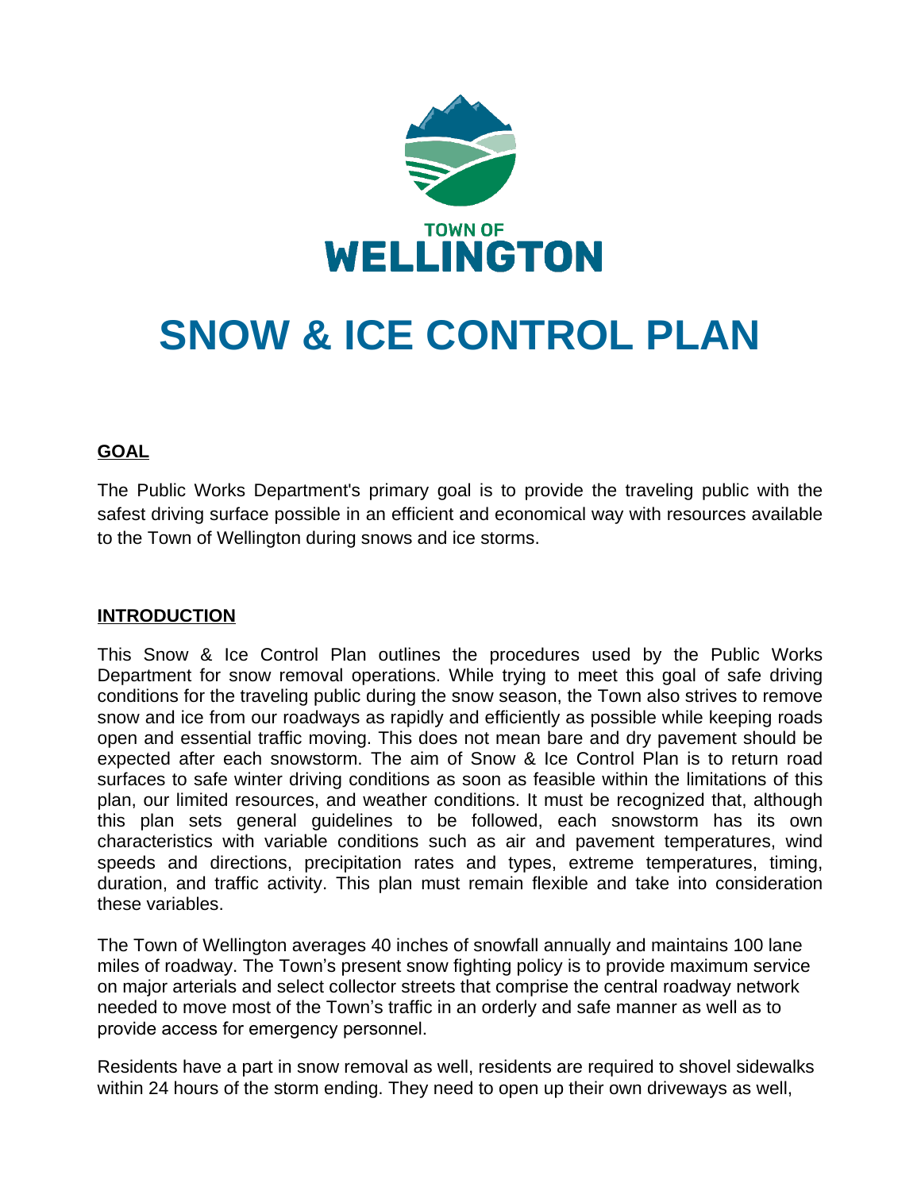TOWN OF
WELLINGTON

# SNOW & ICE CONTROL PLAN

## GOAL

The Public Works Department's primary goal is to provide the traveling public with the safest driving surface possible in an efficient and economical way with resources available to the Town of Wellington during snows and ice storms.

## INTRODUCTION

This Snow & Ice Control Plan outlines the procedures used by the Public Works Department for snow removal operations. While trying to meet this goal of safe driving conditions for the traveling public during the snow season, the Town also strives to remove snow and ice from our roadways as rapidly and efficiently as possible while keeping roads open and essential traffic moving. This does not mean bare and dry pavement should be expected after each snowstorm. The aim of Snow & Ice Control Plan is to return road surfaces to safe winter driving conditions as soon as feasible within the limitations of this plan, our limited resources, and weather conditions. It must be recognized that, although this plan sets general guidelines to be followed, each snowstorm has its own characteristics with variable conditions such as air and pavement temperatures, wind speeds and directions, precipitation rates and types, extreme temperatures, timing, duration, and traffic activity. This plan must remain flexible and take into consideration these variables.

The Town of Wellington averages 40 inches of snowfall annually and maintains 100 lane miles of roadway. The Town's present snow fighting policy is to provide maximum service on major arterials and select collector streets that comprise the central roadway network needed to move most of the Town's traffic in an orderly and safe manner as well as to provide access for emergency personnel.

Residents have a part in snow removal as well, residents are required to shovel sidewalks within 24 hours of the storm ending. They need to open up their own driveways as well,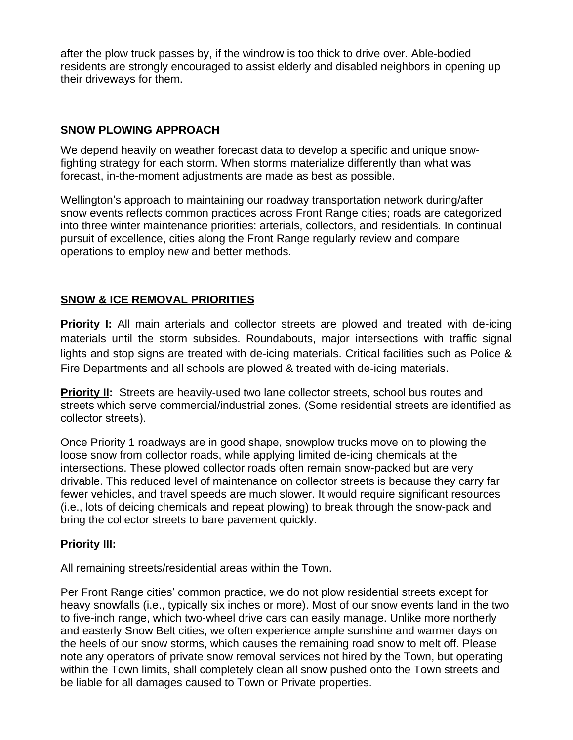after the plow truck passes by, if the windrow is too thick to drive over. Able-bodied residents are strongly encouraged to assist elderly and disabled neighbors in opening up their driveways for them.

## SNOW PLOWING APPROACH

We depend heavily on weather forecast data to develop a specific and unique snow-fighting strategy for each storm. When storms materialize differently than what was forecast, in-the-moment adjustments are made as best as possible.

Wellington's approach to maintaining our roadway transportation network during/after snow events reflects common practices across Front Range cities; roads are categorized into three winter maintenance priorities: arterials, collectors, and residentials. In continual pursuit of excellence, cities along the Front Range regularly review and compare operations to employ new and better methods.

## SNOW & ICE REMOVAL PRIORITIES

**Priority I:** All main arterials and collector streets are plowed and treated with de-icing materials until the storm subsides. Roundabouts, major intersections with traffic signal lights and stop signs are treated with de-icing materials. Critical facilities such as Police & Fire Departments and all schools are plowed & treated with de-icing materials.

**Priority II:** Streets are heavily-used two lane collector streets, school bus routes and streets which serve commercial/industrial zones. (Some residential streets are identified as collector streets).

Once Priority 1 roadways are in good shape, snowplow trucks move on to plowing the loose snow from collector roads, while applying limited de-icing chemicals at the intersections. These plowed collector roads often remain snow-packed but are very drivable. This reduced level of maintenance on collector streets is because they carry far fewer vehicles, and travel speeds are much slower. It would require significant resources (i.e., lots of deicing chemicals and repeat plowing) to break through the snow-pack and bring the collector streets to bare pavement quickly.

**Priority III:**

All remaining streets/residential areas within the Town.

Per Front Range cities' common practice, we do not plow residential streets except for heavy snowfalls (i.e., typically six inches or more). Most of our snow events land in the two to five-inch range, which two-wheel drive cars can easily manage. Unlike more northerly and easterly Snow Belt cities, we often experience ample sunshine and warmer days on the heels of our snow storms, which causes the remaining road snow to melt off. Please note any operators of private snow removal services not hired by the Town, but operating within the Town limits, shall completely clean all snow pushed onto the Town streets and be liable for all damages caused to Town or Private properties.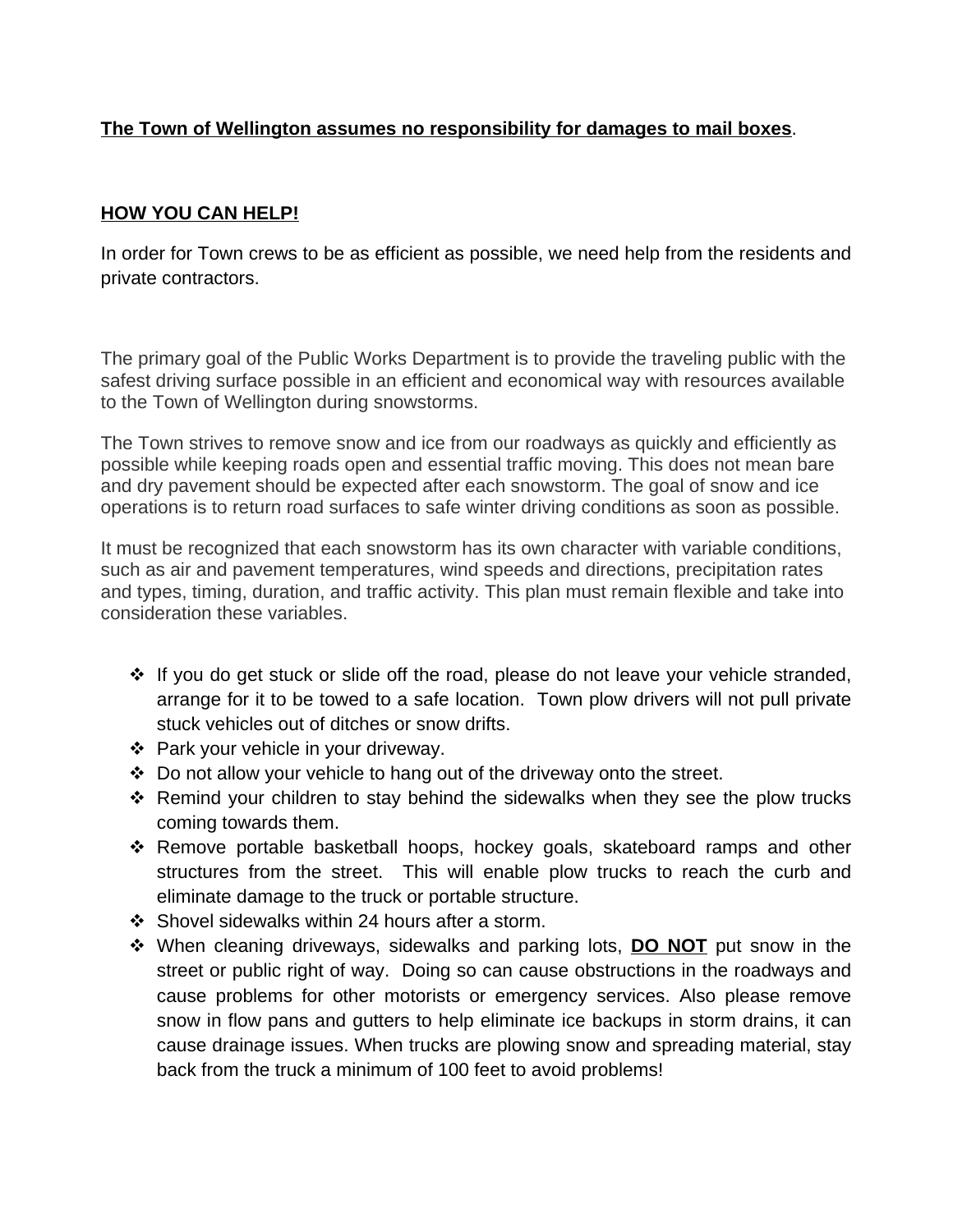**The Town of Wellington assumes no responsibility for damages to mail boxes**.

**HOW YOU CAN HELP!**

In order for Town crews to be as efficient as possible, we need help from the residents and private contractors.

The primary goal of the Public Works Department is to provide the traveling public with the safest driving surface possible in an efficient and economical way with resources available to the Town of Wellington during snowstorms.

The Town strives to remove snow and ice from our roadways as quickly and efficiently as possible while keeping roads open and essential traffic moving. This does not mean bare and dry pavement should be expected after each snowstorm. The goal of snow and ice operations is to return road surfaces to safe winter driving conditions as soon as possible.

It must be recognized that each snowstorm has its own character with variable conditions, such as air and pavement temperatures, wind speeds and directions, precipitation rates and types, timing, duration, and traffic activity. This plan must remain flexible and take into consideration these variables.

- If you do get stuck or slide off the road, please do not leave your vehicle stranded, arrange for it to be towed to a safe location. Town plow drivers will not pull private stuck vehicles out of ditches or snow drifts.
- Park your vehicle in your driveway.
- Do not allow your vehicle to hang out of the driveway onto the street.
- Remind your children to stay behind the sidewalks when they see the plow trucks coming towards them.
- Remove portable basketball hoops, hockey goals, skateboard ramps and other structures from the street. This will enable plow trucks to reach the curb and eliminate damage to the truck or portable structure.
- Shovel sidewalks within 24 hours after a storm.
- When cleaning driveways, sidewalks and parking lots, **DO NOT** put snow in the street or public right of way. Doing so can cause obstructions in the roadways and cause problems for other motorists or emergency services. Also please remove snow in flow pans and gutters to help eliminate ice backups in storm drains, it can cause drainage issues. When trucks are plowing snow and spreading material, stay back from the truck a minimum of 100 feet to avoid problems!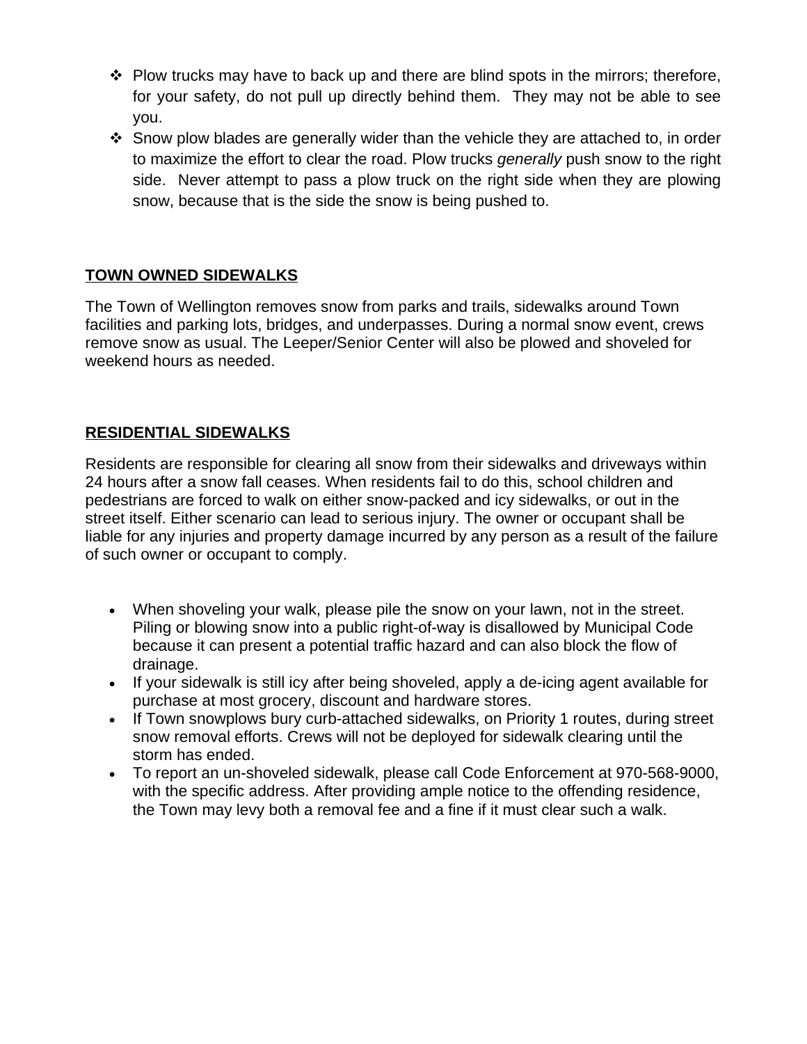- Plow trucks may have to back up and there are blind spots in the mirrors; therefore, for your safety, do not pull up directly behind them. They may not be able to see you.
- Snow plow blades are generally wider than the vehicle they are attached to, in order to maximize the effort to clear the road. Plow trucks *generally* push snow to the right side. Never attempt to pass a plow truck on the right side when they are plowing snow, because that is the side the snow is being pushed to.

## TOWN OWNED SIDEWALKS

The Town of Wellington removes snow from parks and trails, sidewalks around Town facilities and parking lots, bridges, and underpasses. During a normal snow event, crews remove snow as usual. The Leeper/Senior Center will also be plowed and shoveled for weekend hours as needed.

## RESIDENTIAL SIDEWALKS

Residents are responsible for clearing all snow from their sidewalks and driveways within 24 hours after a snow fall ceases. When residents fail to do this, school children and pedestrians are forced to walk on either snow-packed and icy sidewalks, or out in the street itself. Either scenario can lead to serious injury. The owner or occupant shall be liable for any injuries and property damage incurred by any person as a result of the failure of such owner or occupant to comply.

- When shoveling your walk, please pile the snow on your lawn, not in the street. Piling or blowing snow into a public right-of-way is disallowed by Municipal Code because it can present a potential traffic hazard and can also block the flow of drainage.
- If your sidewalk is still icy after being shoveled, apply a de-icing agent available for purchase at most grocery, discount and hardware stores.
- If Town snowplows bury curb-attached sidewalks, on Priority 1 routes, during street snow removal efforts. Crews will not be deployed for sidewalk clearing until the storm has ended.
- To report an un-shoveled sidewalk, please call Code Enforcement at 970-568-9000, with the specific address. After providing ample notice to the offending residence, the Town may levy both a removal fee and a fine if it must clear such a walk.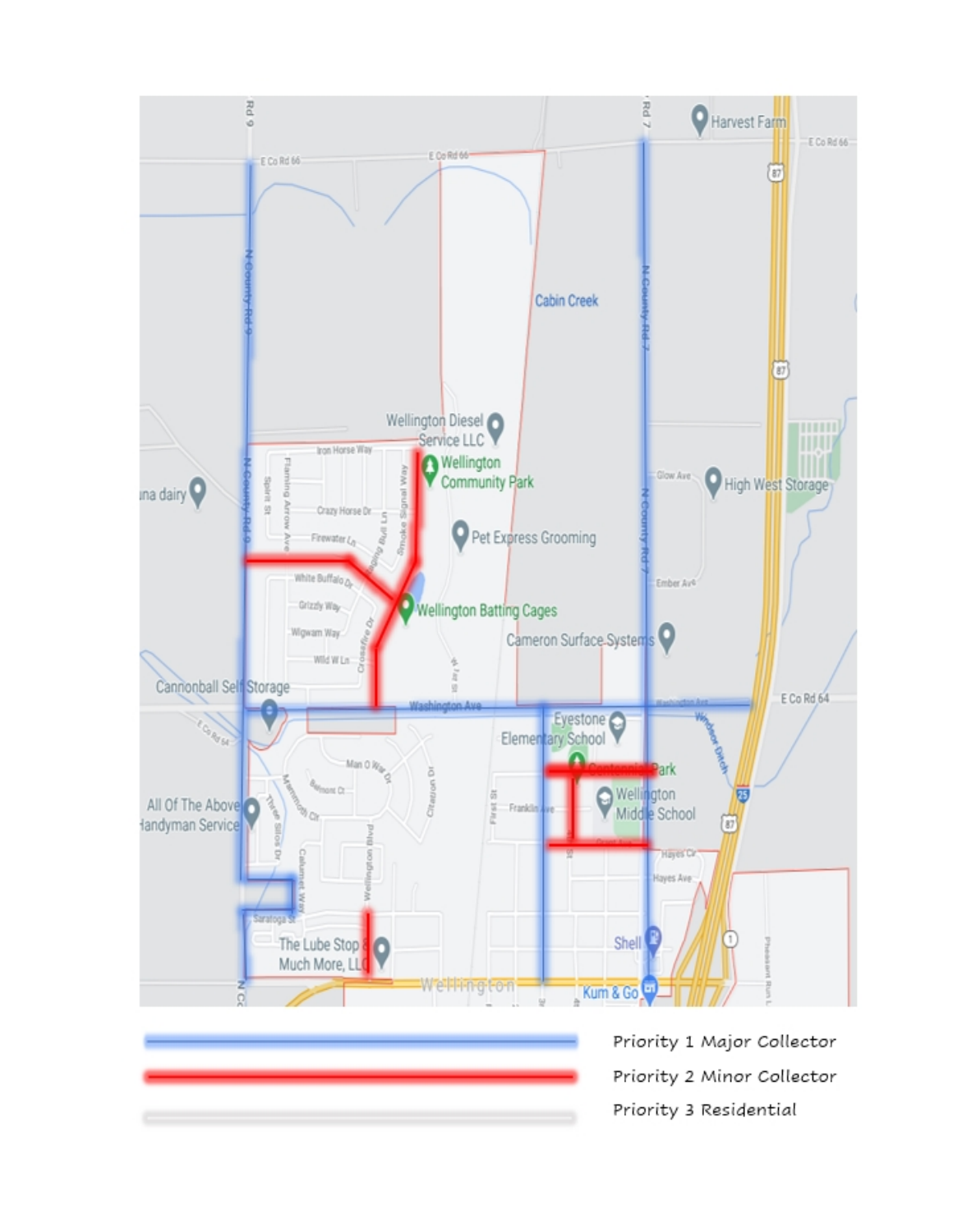Priority 1 Major Collector

Priority 2 Minor Collector

Priority 3 Residential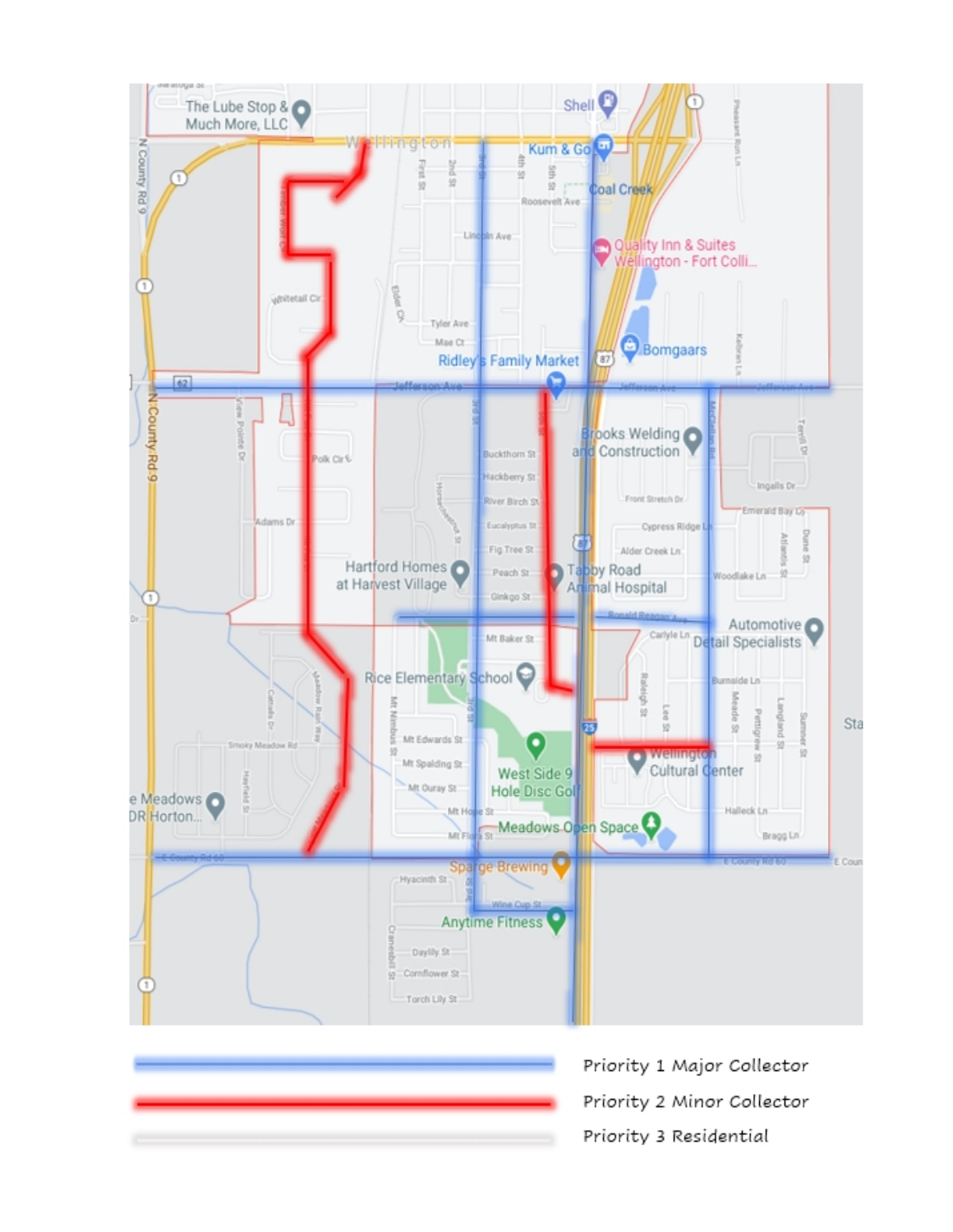Priority 1 Major Collector

Priority 2 Minor Collector

Priority 3 Residential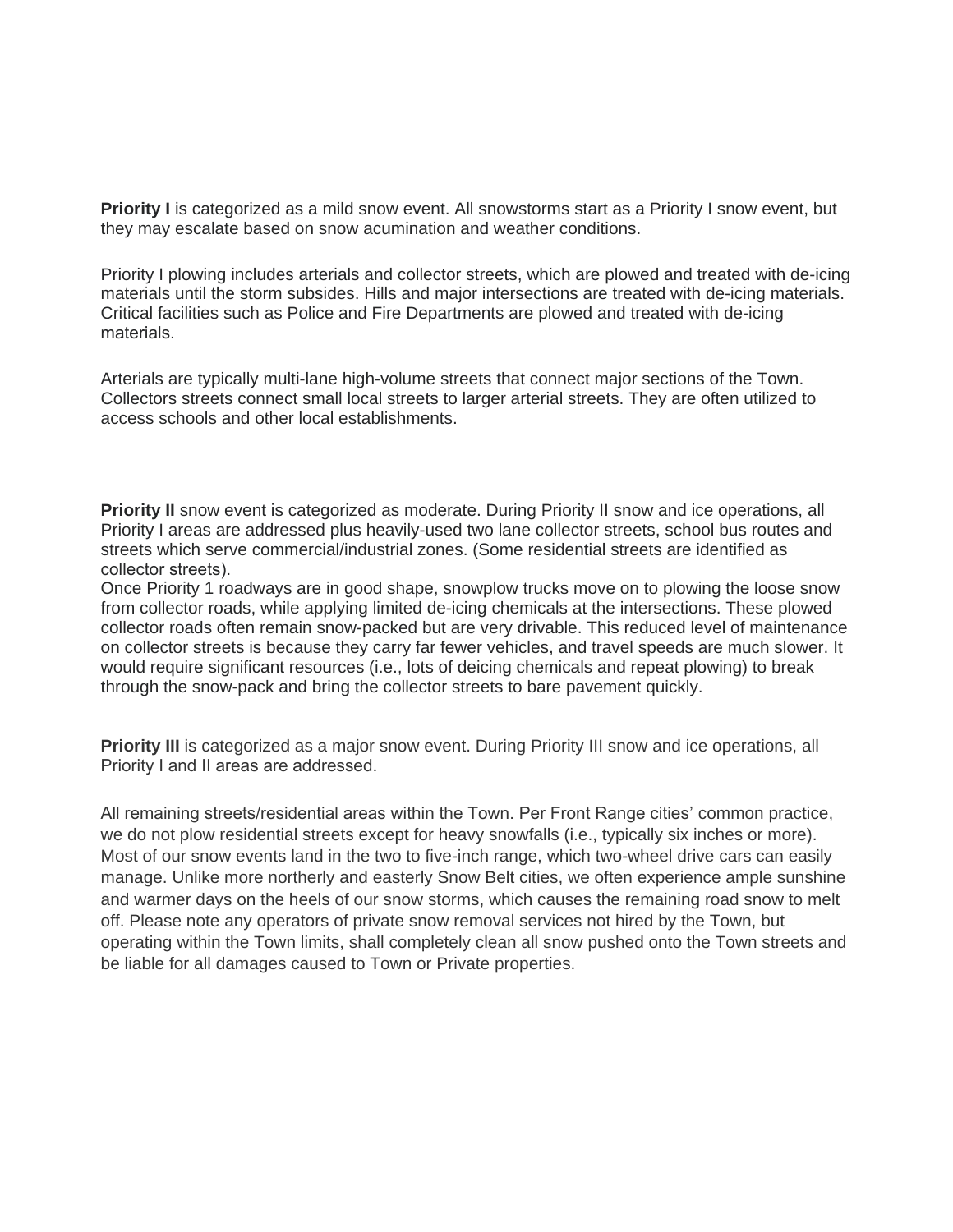**Priority I** is categorized as a mild snow event. All snowstorms start as a Priority I snow event, but they may escalate based on snow acumination and weather conditions.

Priority I plowing includes arterials and collector streets, which are plowed and treated with de-icing materials until the storm subsides. Hills and major intersections are treated with de-icing materials. Critical facilities such as Police and Fire Departments are plowed and treated with de-icing materials.

Arterials are typically multi-lane high-volume streets that connect major sections of the Town. Collectors streets connect small local streets to larger arterial streets. They are often utilized to access schools and other local establishments.

**Priority II** snow event is categorized as moderate. During Priority II snow and ice operations, all Priority I areas are addressed plus heavily-used two lane collector streets, school bus routes and streets which serve commercial/industrial zones. (Some residential streets are identified as collector streets).
Once Priority 1 roadways are in good shape, snowplow trucks move on to plowing the loose snow from collector roads, while applying limited de-icing chemicals at the intersections. These plowed collector roads often remain snow-packed but are very drivable. This reduced level of maintenance on collector streets is because they carry far fewer vehicles, and travel speeds are much slower. It would require significant resources (i.e., lots of deicing chemicals and repeat plowing) to break through the snow-pack and bring the collector streets to bare pavement quickly.

**Priority III** is categorized as a major snow event. During Priority III snow and ice operations, all Priority I and II areas are addressed.

All remaining streets/residential areas within the Town. Per Front Range cities' common practice, we do not plow residential streets except for heavy snowfalls (i.e., typically six inches or more). Most of our snow events land in the two to five-inch range, which two-wheel drive cars can easily manage. Unlike more northerly and easterly Snow Belt cities, we often experience ample sunshine and warmer days on the heels of our snow storms, which causes the remaining road snow to melt off. Please note any operators of private snow removal services not hired by the Town, but operating within the Town limits, shall completely clean all snow pushed onto the Town streets and be liable for all damages caused to Town or Private properties.